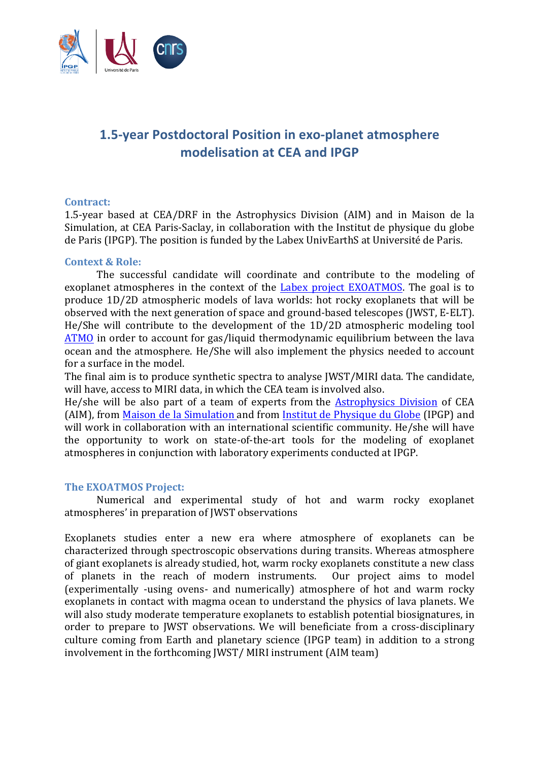# 1.5-year Postdoctoral Position in exo-planet atmosphere modelisation at CEA and IPGP

### Contract:

1.5-year based at CEA/DRF in the Astrophysics Division (AIM) and in Maison de la Simulation, at CEA Paris-Saclay, in collaboration with the Institut de physique du globe de Paris (IPGP). The position is funded by the Labex UnivEarthS at Université de Paris.

### Context & Role:

The successful candidate will coordinate and contribute to the modeling of exoplanet atmospheres in the context of the Labex project EXOATMOS. The goal is to produce 1D/2D atmospheric models of lava worlds: hot rocky exoplanets that will be observed with the next generation of space and ground-based telescopes (JWST, E-ELT). He/She will contribute to the development of the 1D/2D atmospheric modeling tool ATMO in order to account for gas/liquid thermodynamic equilibrium between the lava ocean and the atmosphere. He/She will also implement the physics needed to account for a surface in the model.

The final aim is to produce synthetic spectra to analyse JWST/MIRI data. The candidate, will have, access to MIRI data, in which the CEA team is involved also.

He/she will be also part of a team of experts from the Astrophysics Division of CEA (AIM), from Maison de la Simulation and from Institut de Physique du Globe (IPGP) and will work in collaboration with an international scientific community. He/she will have the opportunity to work on state-of-the-art tools for the modeling of exoplanet atmospheres in conjunction with laboratory experiments conducted at IPGP.

### The EXOATMOS Project:

Numerical and experimental study of hot and warm rocky exoplanet atmospheres' in preparation of JWST observations

Exoplanets studies enter a new era where atmosphere of exoplanets can be characterized through spectroscopic observations during transits. Whereas atmosphere of giant exoplanets is already studied, hot, warm rocky exoplanets constitute a new class of planets in the reach of modern instruments. Our project aims to model (experimentally -using ovens- and numerically) atmosphere of hot and warm rocky exoplanets in contact with magma ocean to understand the physics of lava planets. We will also study moderate temperature exoplanets to establish potential biosignatures, in order to prepare to JWST observations. We will beneficiate from a cross-disciplinary culture coming from Earth and planetary science (IPGP team) in addition to a strong involvement in the forthcoming JWST/ MIRI instrument (AIM team)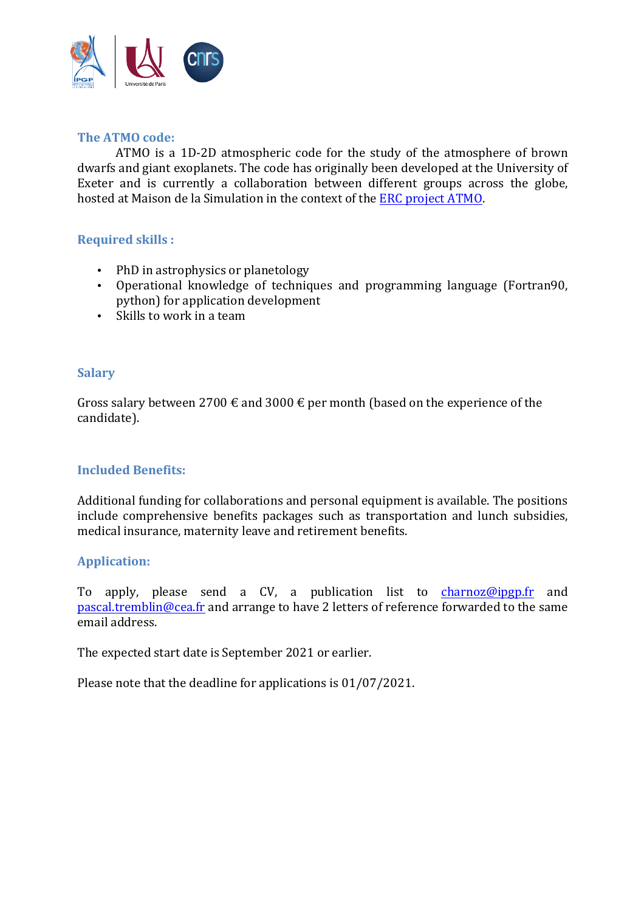### The ATMO code:

ATMO is a 1D-2D atmospheric code for the study of the atmosphere of brown dwarfs and giant exoplanets. The code has originally been developed at the University of Exeter and is currently a collaboration between different groups across the globe, hosted at Maison de la Simulation in the context of the ERC project ATMO.

### Required skills :

- PhD in astrophysics or planetology
- Operational knowledge of techniques and programming language (Fortran90, python) for application development
- Skills to work in a team

### Salary

Gross salary between 2700 € and 3000 € per month (based on the experience of the candidate).

### Included Benefits:

Additional funding for collaborations and personal equipment is available. The positions include comprehensive benefits packages such as transportation and lunch subsidies, medical insurance, maternity leave and retirement benefits.

### Application:

To apply, please send a CV, a publication list to charnoz@ipgp.fr and pascal.tremblin@cea.fr and arrange to have 2 letters of reference forwarded to the same email address.

The expected start date is September 2021 or earlier.

Please note that the deadline for applications is 01/07/2021.